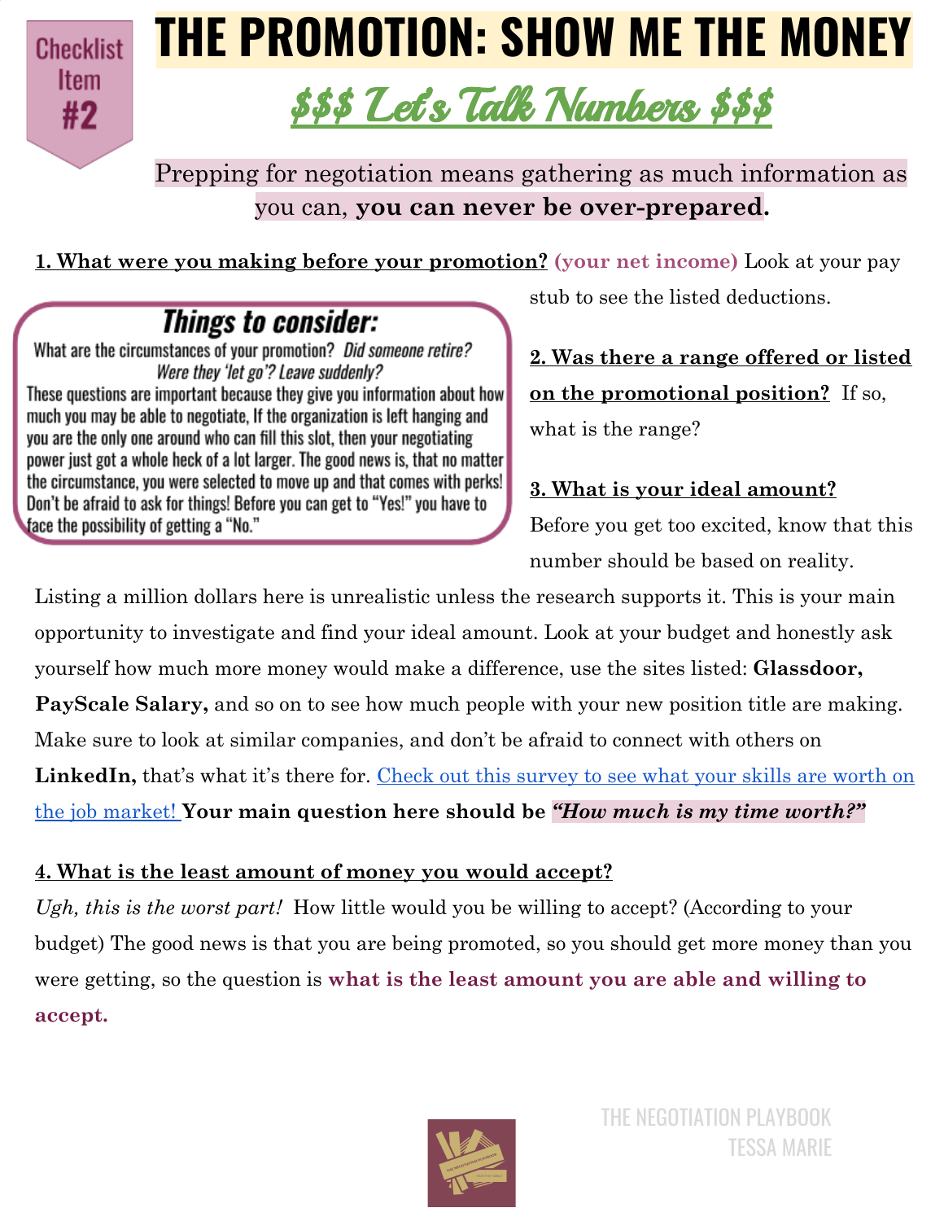Checklist Item **#2**

# THE PROMOTION: SHOW ME THE MONEY

## $$$ Let's Talk Numbers $$$

Prepping for negotiation means gathering as much information as you can, **you can never be over-prepared.**

**1. What were you making before your promotion?** **(your net income)** Look at your pay stub to see the listed deductions.

> ### Things to consider:
> What are the circumstances of your promotion? *Did someone retire? Were they 'let go'? Leave suddenly?*
> These questions are important because they give you information about how much you may be able to negotiate, If the organization is left hanging and you are the only one around who can fill this slot, then your negotiating power just got a whole heck of a lot larger. The good news is, that no matter the circumstance, you were selected to move up and that comes with perks! Don't be afraid to ask for things! Before you can get to "Yes!" you have to face the possibility of getting a "No."

**2. Was there a range offered or listed on the promotional position?** If so, what is the range?

**3. What is your ideal amount?** Before you get too excited, know that this number should be based on reality. Listing a million dollars here is unrealistic unless the research supports it. This is your main opportunity to investigate and find your ideal amount. Look at your budget and honestly ask yourself how much more money would make a difference, use the sites listed: **Glassdoor, PayScale Salary,** and so on to see how much people with your new position title are making. Make sure to look at similar companies, and don't be afraid to connect with others on **LinkedIn,** that's what it's there for. Check out this survey to see what your skills are worth on the job market! **Your main question here should be** ***"How much is my time worth?"***

**4. What is the least amount of money you would accept?**
*Ugh, this is the worst part!* How little would you be willing to accept? (According to your budget) The good news is that you are being promoted, so you should get more money than you were getting, so the question is **what is the least amount you are able and willing to accept.**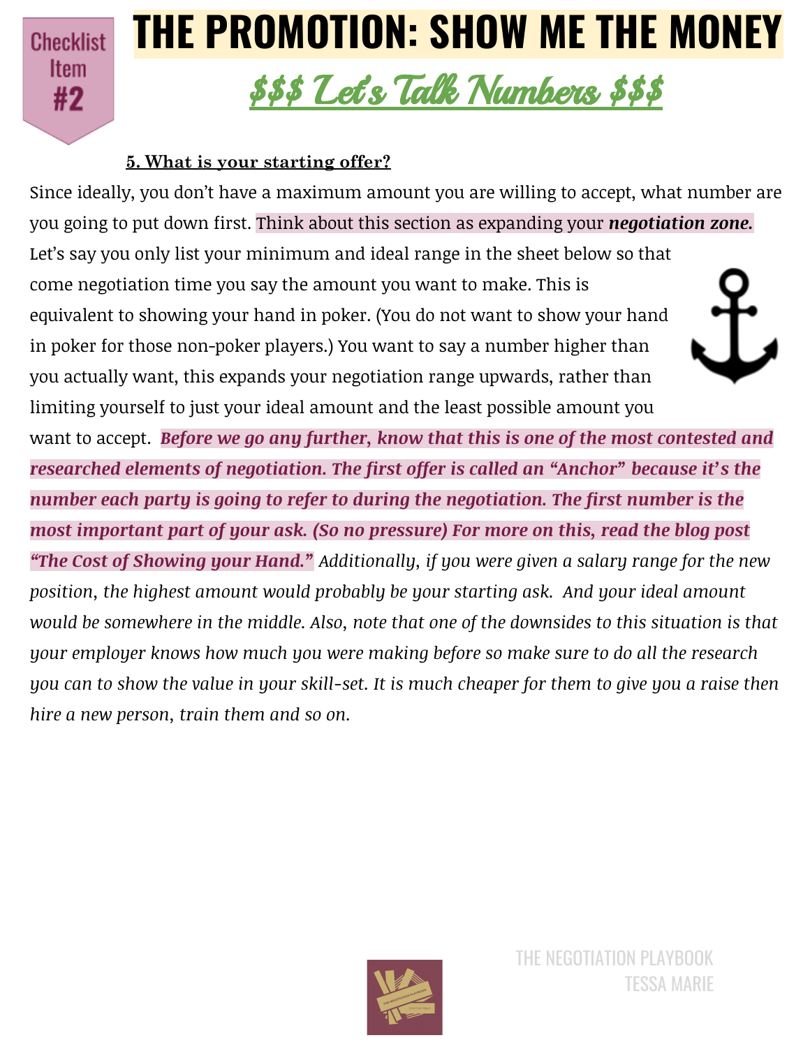Checklist Item #2

# THE PROMOTION: SHOW ME THE MONEY

## $$$ Let's Talk Numbers $$$

**5. What is your starting offer?**

Since ideally, you don't have a maximum amount you are willing to accept, what number are you going to put down first. Think about this section as expanding your ***negotiation zone.*** Let's say you only list your minimum and ideal range in the sheet below so that come negotiation time you say the amount you want to make. This is equivalent to showing your hand in poker. (You do not want to show your hand in poker for those non-poker players.) You want to say a number higher than you actually want, this expands your negotiation range upwards, rather than limiting yourself to just your ideal amount and the least possible amount you want to accept. ***Before we go any further, know that this is one of the most contested and researched elements of negotiation. The first offer is called an "Anchor" because it's the number each party is going to refer to during the negotiation. The first number is the most important part of your ask. (So no pressure) For more on this, read the blog post "The Cost of Showing your Hand."*** *Additionally, if you were given a salary range for the new position, the highest amount would probably be your starting ask. And your ideal amount would be somewhere in the middle. Also, note that one of the downsides to this situation is that your employer knows how much you were making before so make sure to do all the research you can to show the value in your skill-set. It is much cheaper for them to give you a raise then hire a new person, train them and so on.*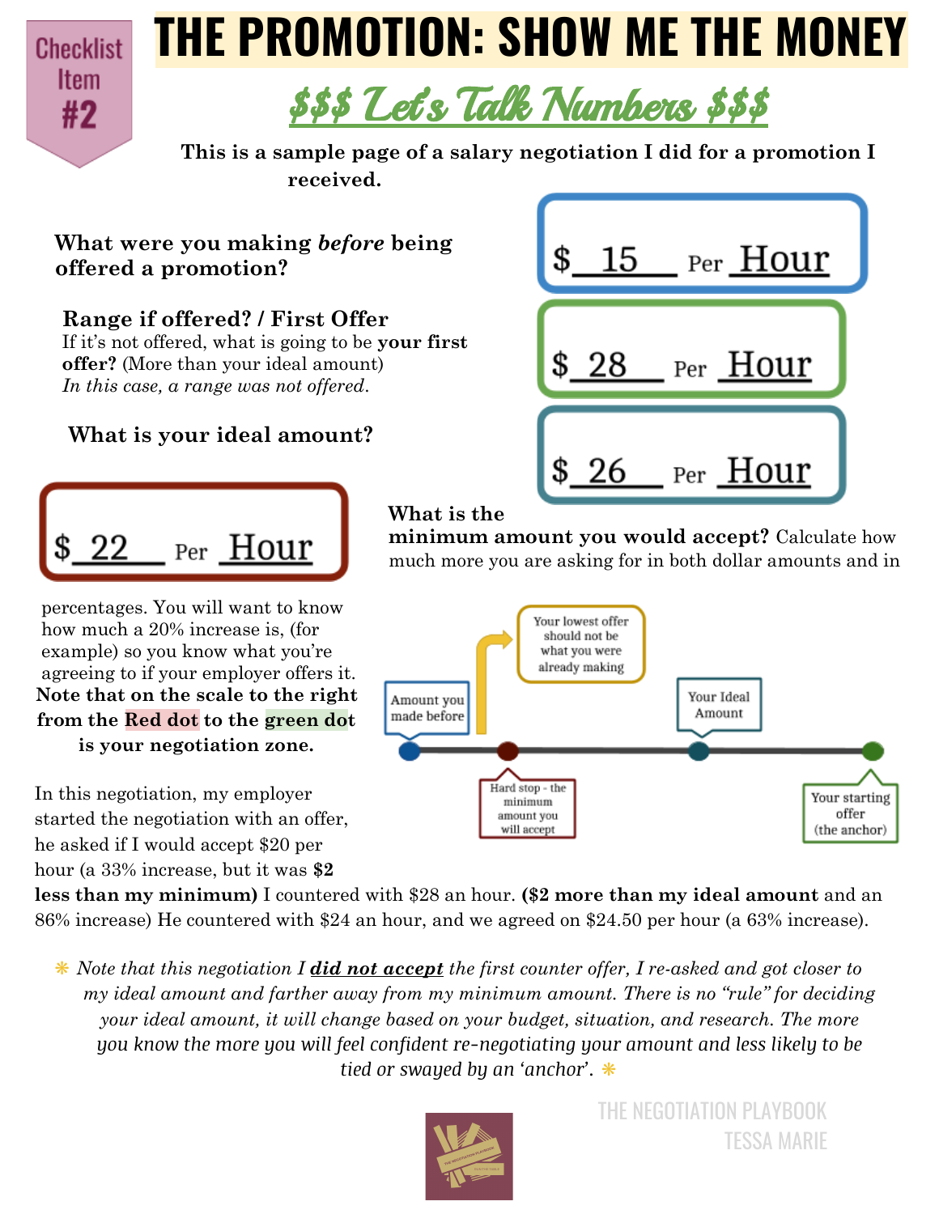Checklist Item #2

# THE PROMOTION: SHOW ME THE MONEY

## $$$ Let's Talk Numbers $$$

**This is a sample page of a salary negotiation I did for a promotion I received.**

**What were you making *before* being offered a promotion?**

$ 15 Per Hour

**Range if offered? / First Offer**
If it's not offered, what is going to be **your first offer?** (More than your ideal amount)
*In this case, a range was not offered.*

$ 28 Per Hour

**What is your ideal amount?**

$ 26 Per Hour

**What is the minimum amount you would accept?** Calculate how much more you are asking for in both dollar amounts and in percentages. You will want to know how much a 20% increase is, (for example) so you know what you're agreeing to if your employer offers it.

$ 22 Per Hour

**Note that on the scale to the right from the Red dot to the green dot is your negotiation zone.**

Scale (left to right):
- Amount you made before
- Hard stop - the minimum amount you will accept (Your lowest offer should not be what you were already making)
- Your Ideal Amount
- Your starting offer (the anchor)

In this negotiation, my employer started the negotiation with an offer, he asked if I would accept $20 per hour (a 33% increase, but it was **$2 less than my minimum)** I countered with $28 an hour. **($2 more than my ideal amount** and an 86% increase) He countered with $24 an hour, and we agreed on $24.50 per hour (a 63% increase).

❋ *Note that this negotiation I **did not accept** the first counter offer, I re-asked and got closer to my ideal amount and farther away from my minimum amount. There is no "rule" for deciding your ideal amount, it will change based on your budget, situation, and research. The more you know the more you will feel confident re-negotiating your amount and less likely to be tied or swayed by an 'anchor'.* ❋

THE NEGOTIATION PLAYBOOK
TESSA MARIE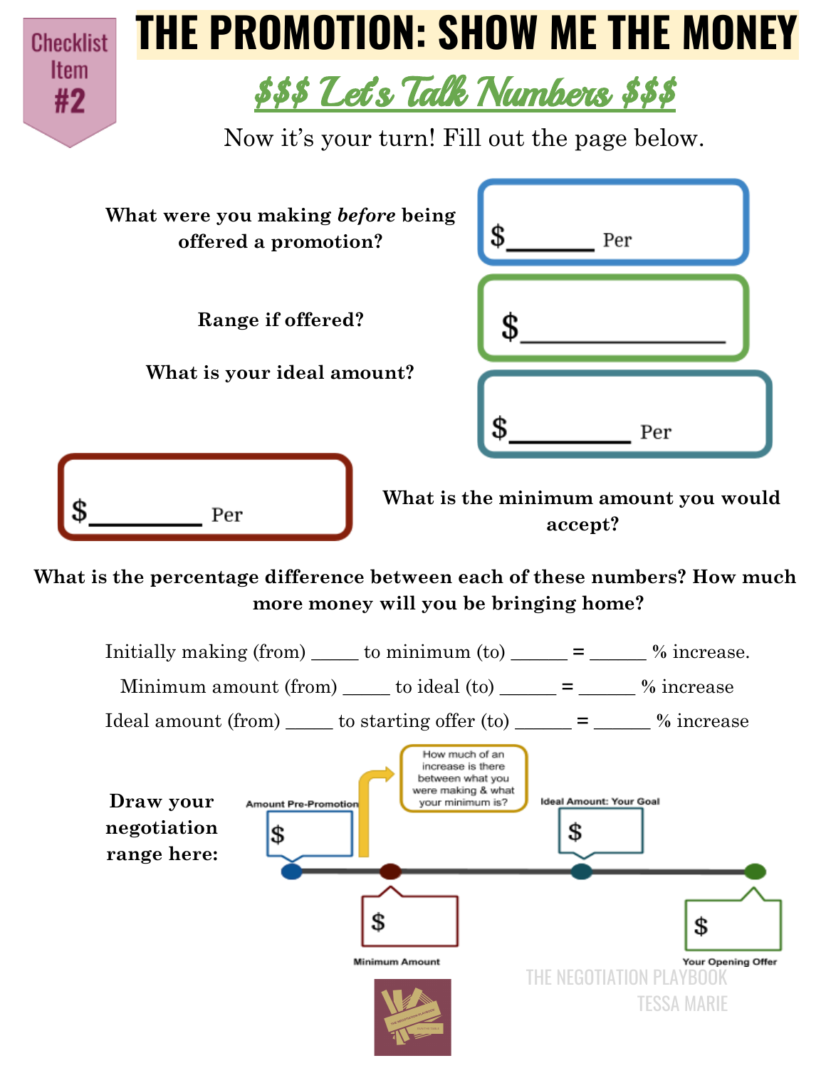Checklist Item #2

# THE PROMOTION: SHOW ME THE MONEY

## $$$ Let's Talk Numbers $$$

Now it's your turn! Fill out the page below.

**What were you making *before* being offered a promotion?**

$_______ Per

**Range if offered?**

$_______________

**What is your ideal amount?**

$_________ Per

**What is the minimum amount you would accept?**

$_________ Per

**What is the percentage difference between each of these numbers? How much more money will you be bringing home?**

Initially making (from) _____ to minimum (to) ______ = ______ % increase.

Minimum amount (from) _____ to ideal (to) ______ = ______ % increase

Ideal amount (from) _____ to starting offer (to) ______ = ______ % increase

**Draw your negotiation range here:**

Amount Pre-Promotion
$

How much of an increase is there between what you were making & what your minimum is?

Minimum Amount
$

Ideal Amount: Your Goal
$

Your Opening Offer
$

THE NEGOTIATION PLAYBOOK
TESSA MARIE